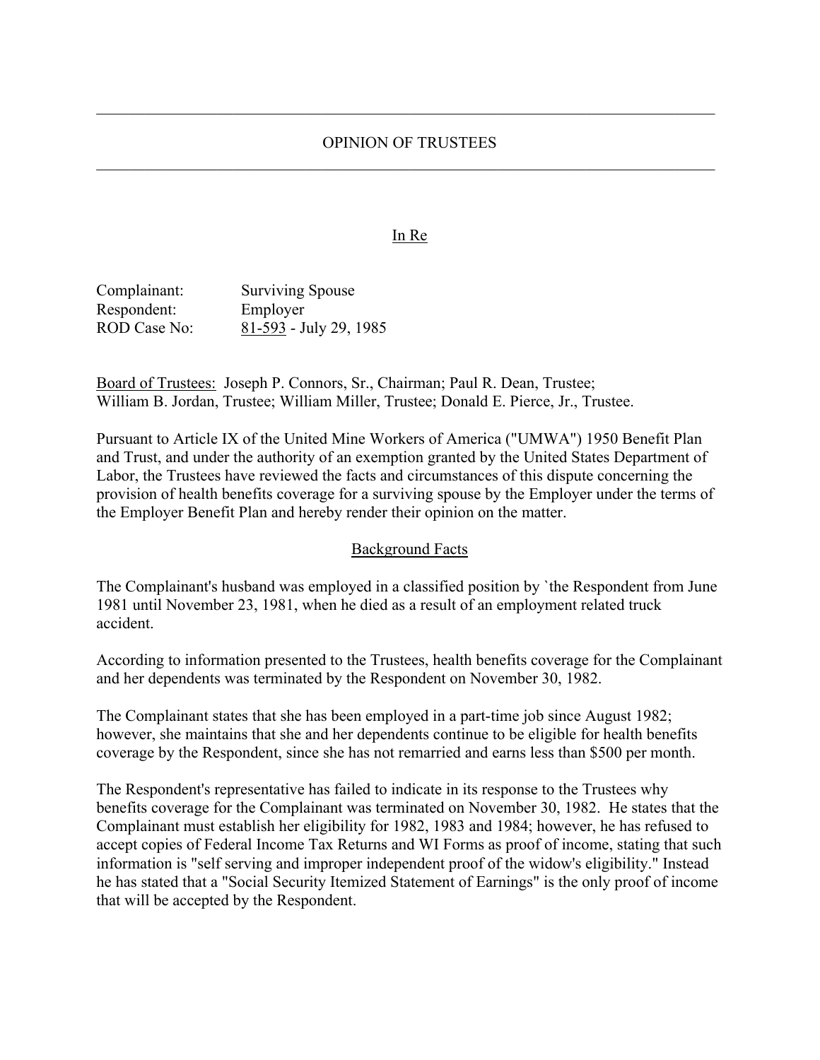# OPINION OF TRUSTEES

In Re

Complainant: Surviving Spouse
Respondent: Employer
ROD Case No: 81-593 - July 29, 1985

Board of Trustees: Joseph P. Connors, Sr., Chairman; Paul R. Dean, Trustee; William B. Jordan, Trustee; William Miller, Trustee; Donald E. Pierce, Jr., Trustee.

Pursuant to Article IX of the United Mine Workers of America ("UMWA") 1950 Benefit Plan and Trust, and under the authority of an exemption granted by the United States Department of Labor, the Trustees have reviewed the facts and circumstances of this dispute concerning the provision of health benefits coverage for a surviving spouse by the Employer under the terms of the Employer Benefit Plan and hereby render their opinion on the matter.

## Background Facts

The Complainant's husband was employed in a classified position by `the Respondent from June 1981 until November 23, 1981, when he died as a result of an employment related truck accident.

According to information presented to the Trustees, health benefits coverage for the Complainant and her dependents was terminated by the Respondent on November 30, 1982.

The Complainant states that she has been employed in a part-time job since August 1982; however, she maintains that she and her dependents continue to be eligible for health benefits coverage by the Respondent, since she has not remarried and earns less than $500 per month.

The Respondent's representative has failed to indicate in its response to the Trustees why benefits coverage for the Complainant was terminated on November 30, 1982. He states that the Complainant must establish her eligibility for 1982, 1983 and 1984; however, he has refused to accept copies of Federal Income Tax Returns and WI Forms as proof of income, stating that such information is "self serving and improper independent proof of the widow's eligibility." Instead he has stated that a "Social Security Itemized Statement of Earnings" is the only proof of income that will be accepted by the Respondent.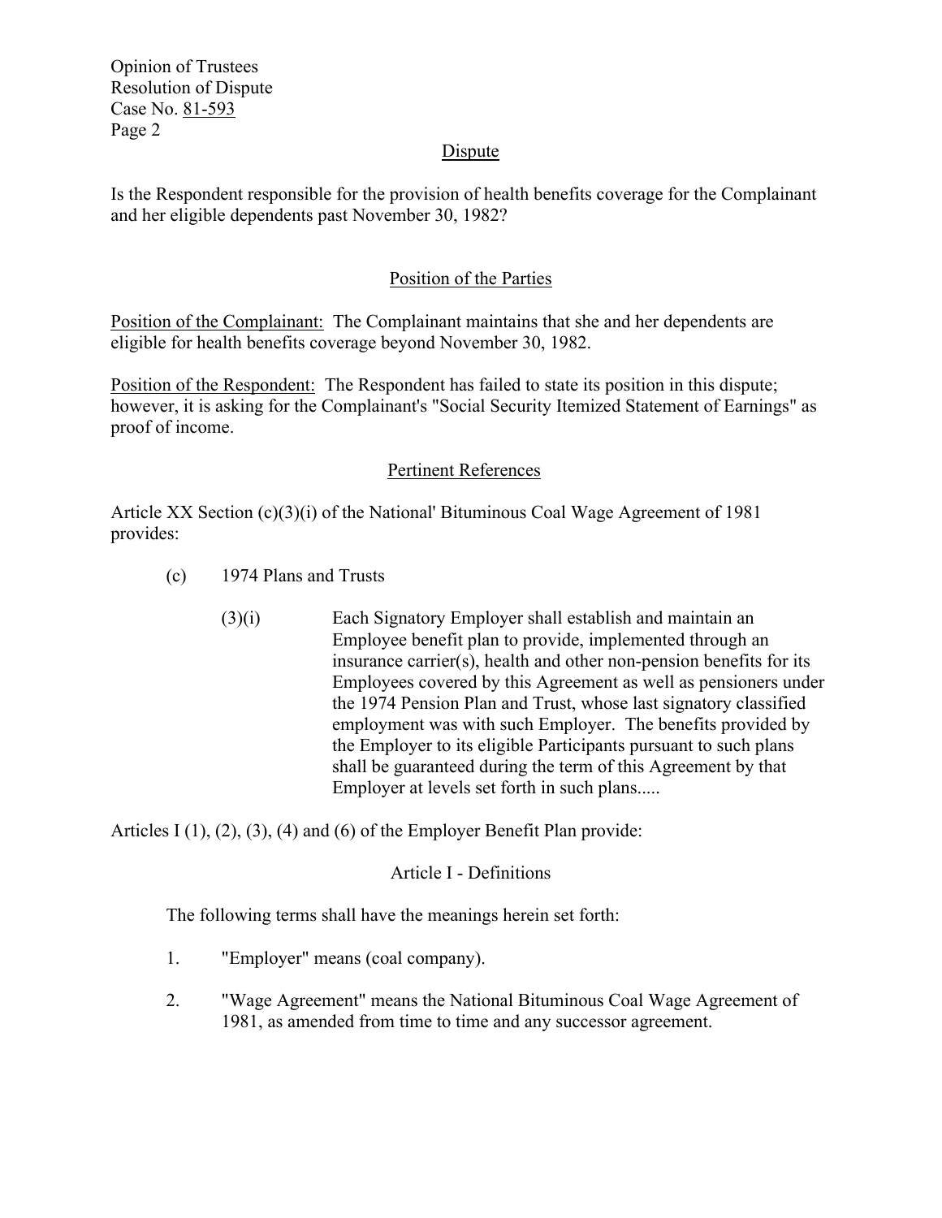## Dispute

Is the Respondent responsible for the provision of health benefits coverage for the Complainant and her eligible dependents past November 30, 1982?

## Position of the Parties

Position of the Complainant: The Complainant maintains that she and her dependents are eligible for health benefits coverage beyond November 30, 1982.

Position of the Respondent: The Respondent has failed to state its position in this dispute; however, it is asking for the Complainant's "Social Security Itemized Statement of Earnings" as proof of income.

## Pertinent References

Article XX Section (c)(3)(i) of the National' Bituminous Coal Wage Agreement of 1981 provides:

(c) 1974 Plans and Trusts

(3)(i) Each Signatory Employer shall establish and maintain an Employee benefit plan to provide, implemented through an insurance carrier(s), health and other non-pension benefits for its Employees covered by this Agreement as well as pensioners under the 1974 Pension Plan and Trust, whose last signatory classified employment was with such Employer. The benefits provided by the Employer to its eligible Participants pursuant to such plans shall be guaranteed during the term of this Agreement by that Employer at levels set forth in such plans.....

Articles I (1), (2), (3), (4) and (6) of the Employer Benefit Plan provide:

### Article I - Definitions

The following terms shall have the meanings herein set forth:

1. "Employer" means (coal company).
2. "Wage Agreement" means the National Bituminous Coal Wage Agreement of 1981, as amended from time to time and any successor agreement.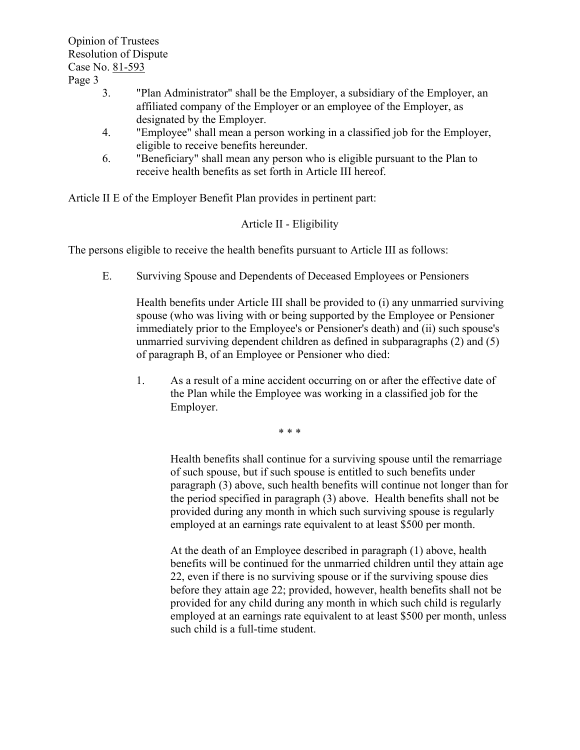3. "Plan Administrator" shall be the Employer, a subsidiary of the Employer, an affiliated company of the Employer or an employee of the Employer, as designated by the Employer.
4. "Employee" shall mean a person working in a classified job for the Employer, eligible to receive benefits hereunder.
6. "Beneficiary" shall mean any person who is eligible pursuant to the Plan to receive health benefits as set forth in Article III hereof.

Article II E of the Employer Benefit Plan provides in pertinent part:

Article II - Eligibility

The persons eligible to receive the health benefits pursuant to Article III as follows:

E. Surviving Spouse and Dependents of Deceased Employees or Pensioners

Health benefits under Article III shall be provided to (i) any unmarried surviving spouse (who was living with or being supported by the Employee or Pensioner immediately prior to the Employee's or Pensioner's death) and (ii) such spouse's unmarried surviving dependent children as defined in subparagraphs (2) and (5) of paragraph B, of an Employee or Pensioner who died:

1. As a result of a mine accident occurring on or after the effective date of the Plan while the Employee was working in a classified job for the Employer.

\* \* \*

Health benefits shall continue for a surviving spouse until the remarriage of such spouse, but if such spouse is entitled to such benefits under paragraph (3) above, such health benefits will continue not longer than for the period specified in paragraph (3) above. Health benefits shall not be provided during any month in which such surviving spouse is regularly employed at an earnings rate equivalent to at least $500 per month.

At the death of an Employee described in paragraph (1) above, health benefits will be continued for the unmarried children until they attain age 22, even if there is no surviving spouse or if the surviving spouse dies before they attain age 22; provided, however, health benefits shall not be provided for any child during any month in which such child is regularly employed at an earnings rate equivalent to at least $500 per month, unless such child is a full-time student.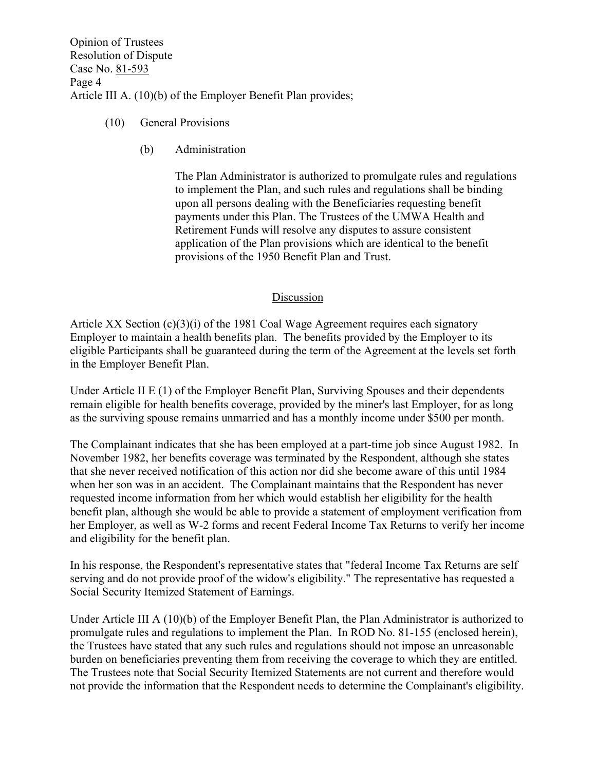Article III A. (10)(b) of the Employer Benefit Plan provides;

(10) General Provisions

(b) Administration

The Plan Administrator is authorized to promulgate rules and regulations to implement the Plan, and such rules and regulations shall be binding upon all persons dealing with the Beneficiaries requesting benefit payments under this Plan. The Trustees of the UMWA Health and Retirement Funds will resolve any disputes to assure consistent application of the Plan provisions which are identical to the benefit provisions of the 1950 Benefit Plan and Trust.

## Discussion

Article XX Section (c)(3)(i) of the 1981 Coal Wage Agreement requires each signatory Employer to maintain a health benefits plan. The benefits provided by the Employer to its eligible Participants shall be guaranteed during the term of the Agreement at the levels set forth in the Employer Benefit Plan.

Under Article II E (1) of the Employer Benefit Plan, Surviving Spouses and their dependents remain eligible for health benefits coverage, provided by the miner's last Employer, for as long as the surviving spouse remains unmarried and has a monthly income under $500 per month.

The Complainant indicates that she has been employed at a part-time job since August 1982. In November 1982, her benefits coverage was terminated by the Respondent, although she states that she never received notification of this action nor did she become aware of this until 1984 when her son was in an accident. The Complainant maintains that the Respondent has never requested income information from her which would establish her eligibility for the health benefit plan, although she would be able to provide a statement of employment verification from her Employer, as well as W-2 forms and recent Federal Income Tax Returns to verify her income and eligibility for the benefit plan.

In his response, the Respondent's representative states that "federal Income Tax Returns are self serving and do not provide proof of the widow's eligibility." The representative has requested a Social Security Itemized Statement of Earnings.

Under Article III A (10)(b) of the Employer Benefit Plan, the Plan Administrator is authorized to promulgate rules and regulations to implement the Plan. In ROD No. 81-155 (enclosed herein), the Trustees have stated that any such rules and regulations should not impose an unreasonable burden on beneficiaries preventing them from receiving the coverage to which they are entitled. The Trustees note that Social Security Itemized Statements are not current and therefore would not provide the information that the Respondent needs to determine the Complainant's eligibility.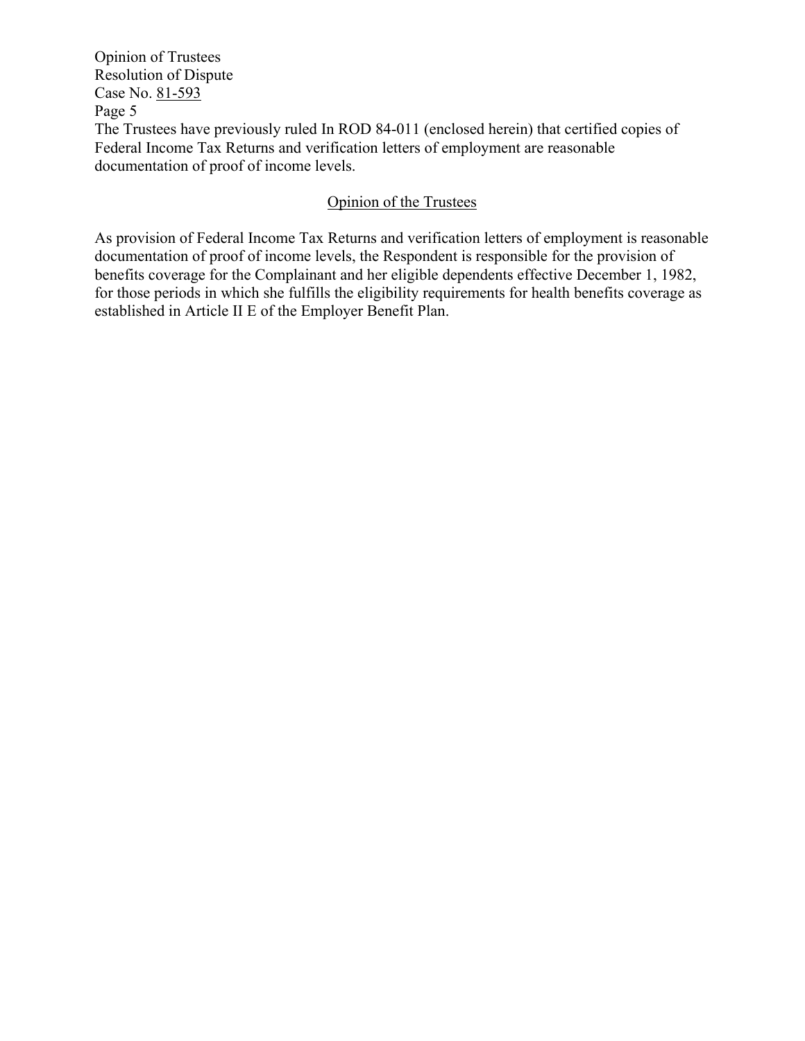The Trustees have previously ruled In ROD 84-011 (enclosed herein) that certified copies of Federal Income Tax Returns and verification letters of employment are reasonable documentation of proof of income levels.

## Opinion of the Trustees

As provision of Federal Income Tax Returns and verification letters of employment is reasonable documentation of proof of income levels, the Respondent is responsible for the provision of benefits coverage for the Complainant and her eligible dependents effective December 1, 1982, for those periods in which she fulfills the eligibility requirements for health benefits coverage as established in Article II E of the Employer Benefit Plan.